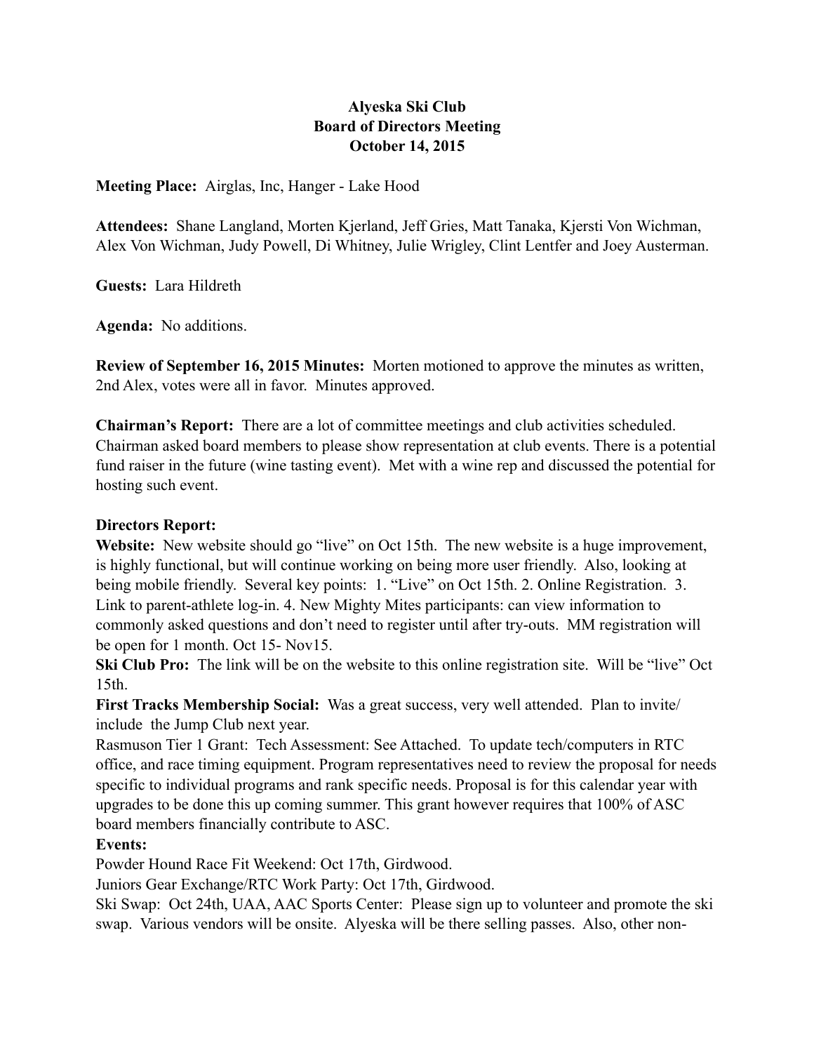**Alyeska Ski Club**
**Board of Directors Meeting**
**October 14, 2015**

**Meeting Place:** Airglas, Inc, Hanger - Lake Hood

**Attendees:** Shane Langland, Morten Kjerland, Jeff Gries, Matt Tanaka, Kjersti Von Wichman, Alex Von Wichman, Judy Powell, Di Whitney, Julie Wrigley, Clint Lentfer and Joey Austerman.

**Guests:** Lara Hildreth

**Agenda:** No additions.

**Review of September 16, 2015 Minutes:** Morten motioned to approve the minutes as written, 2nd Alex, votes were all in favor. Minutes approved.

**Chairman's Report:** There are a lot of committee meetings and club activities scheduled. Chairman asked board members to please show representation at club events. There is a potential fund raiser in the future (wine tasting event). Met with a wine rep and discussed the potential for hosting such event.

**Directors Report:**
**Website:** New website should go "live" on Oct 15th. The new website is a huge improvement, is highly functional, but will continue working on being more user friendly. Also, looking at being mobile friendly. Several key points: 1. "Live" on Oct 15th. 2. Online Registration. 3. Link to parent-athlete log-in. 4. New Mighty Mites participants: can view information to commonly asked questions and don't need to register until after try-outs. MM registration will be open for 1 month. Oct 15- Nov15.
**Ski Club Pro:** The link will be on the website to this online registration site. Will be "live" Oct 15th.
**First Tracks Membership Social:** Was a great success, very well attended. Plan to invite/ include the Jump Club next year.
Rasmuson Tier 1 Grant: Tech Assessment: See Attached. To update tech/computers in RTC office, and race timing equipment. Program representatives need to review the proposal for needs specific to individual programs and rank specific needs. Proposal is for this calendar year with upgrades to be done this up coming summer. This grant however requires that 100% of ASC board members financially contribute to ASC.
**Events:**
Powder Hound Race Fit Weekend: Oct 17th, Girdwood.
Juniors Gear Exchange/RTC Work Party: Oct 17th, Girdwood.
Ski Swap: Oct 24th, UAA, AAC Sports Center: Please sign up to volunteer and promote the ski swap. Various vendors will be onsite. Alyeska will be there selling passes. Also, other non-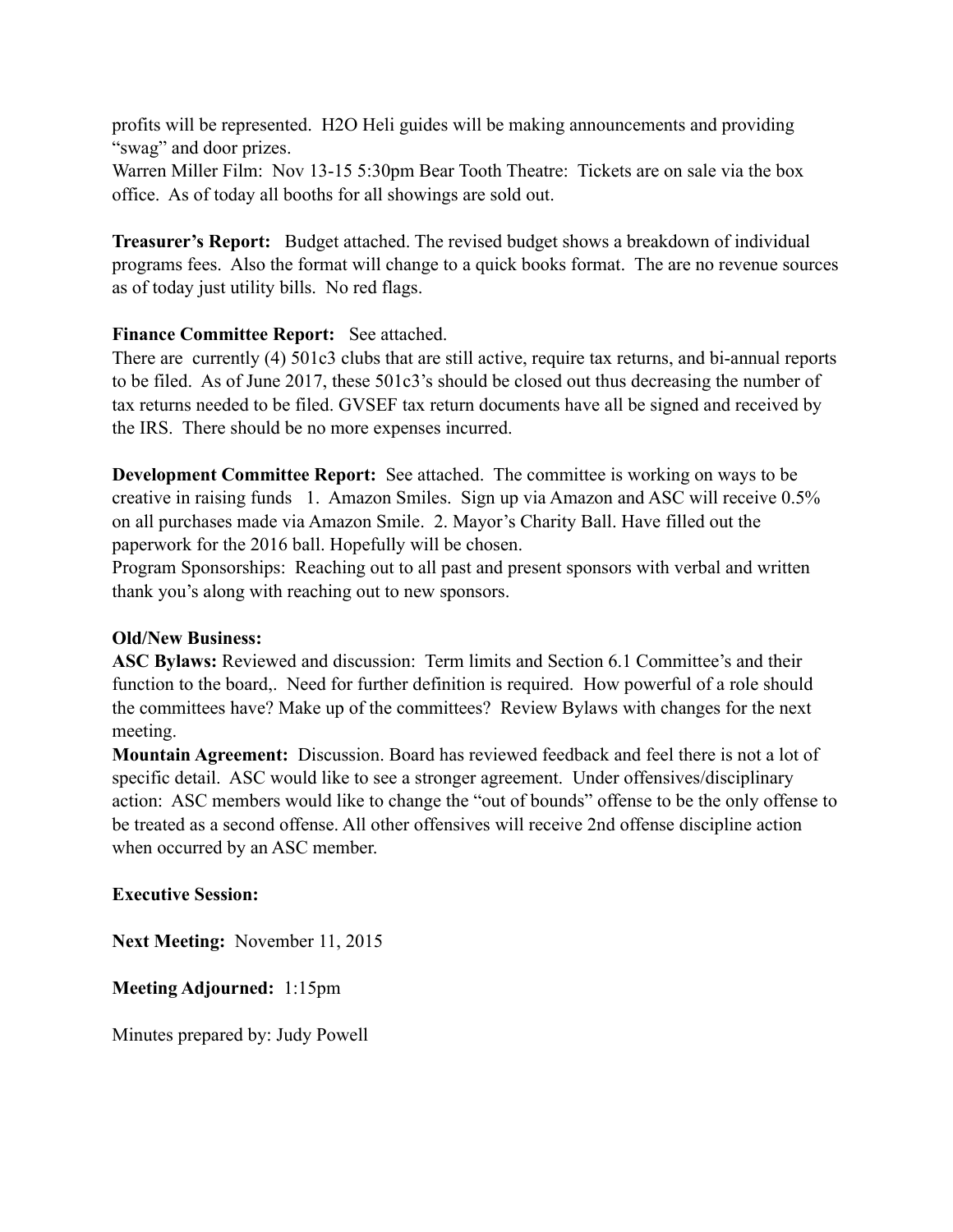profits will be represented. H2O Heli guides will be making announcements and providing "swag" and door prizes.

Warren Miller Film: Nov 13-15 5:30pm Bear Tooth Theatre: Tickets are on sale via the box office. As of today all booths for all showings are sold out.

**Treasurer's Report:** Budget attached. The revised budget shows a breakdown of individual programs fees. Also the format will change to a quick books format. The are no revenue sources as of today just utility bills. No red flags.

**Finance Committee Report:** See attached.

There are currently (4) 501c3 clubs that are still active, require tax returns, and bi-annual reports to be filed. As of June 2017, these 501c3's should be closed out thus decreasing the number of tax returns needed to be filed. GVSEF tax return documents have all be signed and received by the IRS. There should be no more expenses incurred.

**Development Committee Report:** See attached. The committee is working on ways to be creative in raising funds 1. Amazon Smiles. Sign up via Amazon and ASC will receive 0.5% on all purchases made via Amazon Smile. 2. Mayor's Charity Ball. Have filled out the paperwork for the 2016 ball. Hopefully will be chosen.

Program Sponsorships: Reaching out to all past and present sponsors with verbal and written thank you's along with reaching out to new sponsors.

**Old/New Business:**

**ASC Bylaws:** Reviewed and discussion: Term limits and Section 6.1 Committee's and their function to the board,. Need for further definition is required. How powerful of a role should the committees have? Make up of the committees? Review Bylaws with changes for the next meeting.

**Mountain Agreement:** Discussion. Board has reviewed feedback and feel there is not a lot of specific detail. ASC would like to see a stronger agreement. Under offensives/disciplinary action: ASC members would like to change the "out of bounds" offense to be the only offense to be treated as a second offense. All other offensives will receive 2nd offense discipline action when occurred by an ASC member.

**Executive Session:**

**Next Meeting:** November 11, 2015

**Meeting Adjourned:** 1:15pm

Minutes prepared by: Judy Powell